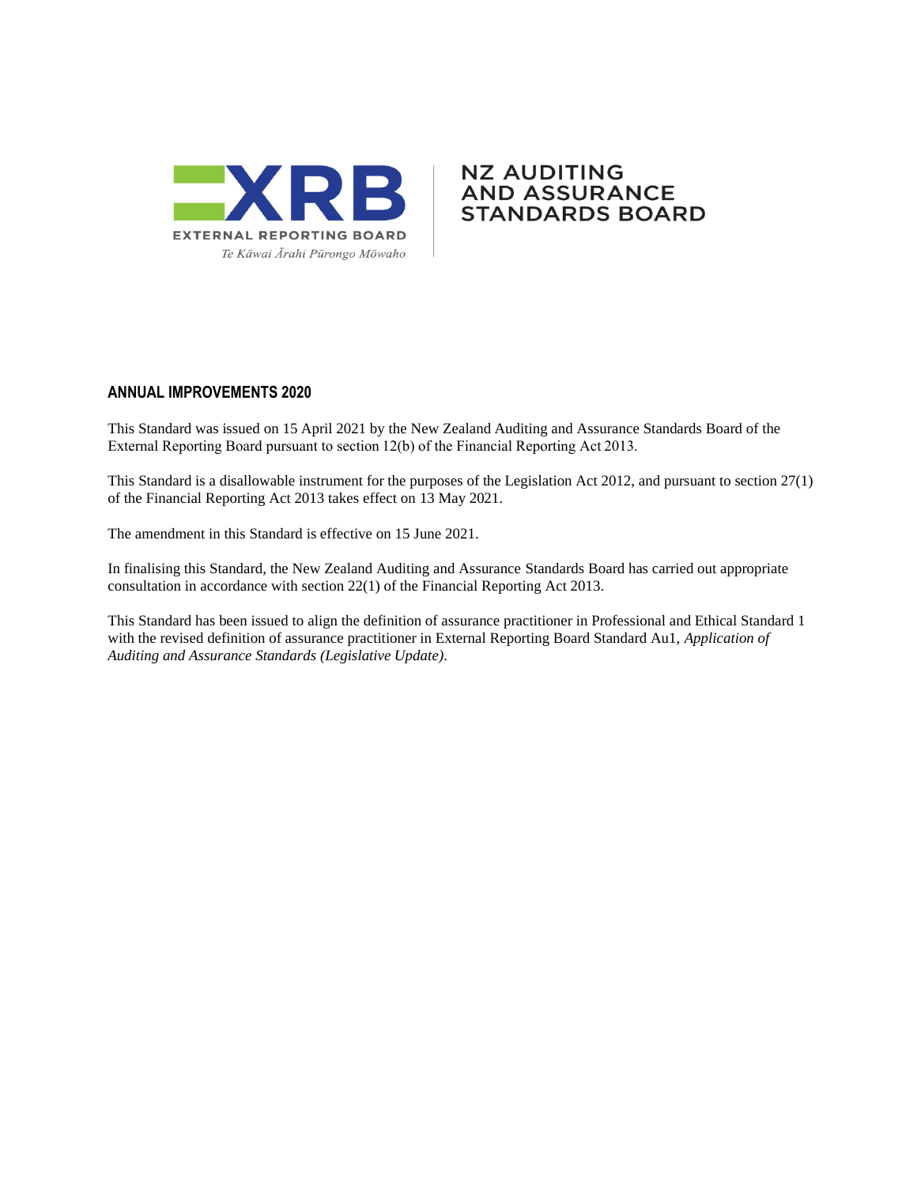EXTERNAL REPORTING BOARD

*Te Kāwai Ārahi Pūrongo Mōwaho*

NZ AUDITING AND ASSURANCE STANDARDS BOARD

## ANNUAL IMPROVEMENTS 2020

This Standard was issued on 15 April 2021 by the New Zealand Auditing and Assurance Standards Board of the External Reporting Board pursuant to section 12(b) of the Financial Reporting Act 2013.

This Standard is a disallowable instrument for the purposes of the Legislation Act 2012, and pursuant to section 27(1) of the Financial Reporting Act 2013 takes effect on 13 May 2021.

The amendment in this Standard is effective on 15 June 2021.

In finalising this Standard, the New Zealand Auditing and Assurance Standards Board has carried out appropriate consultation in accordance with section 22(1) of the Financial Reporting Act 2013.

This Standard has been issued to align the definition of assurance practitioner in Professional and Ethical Standard 1 with the revised definition of assurance practitioner in External Reporting Board Standard Au1, *Application of Auditing and Assurance Standards (Legislative Update)*.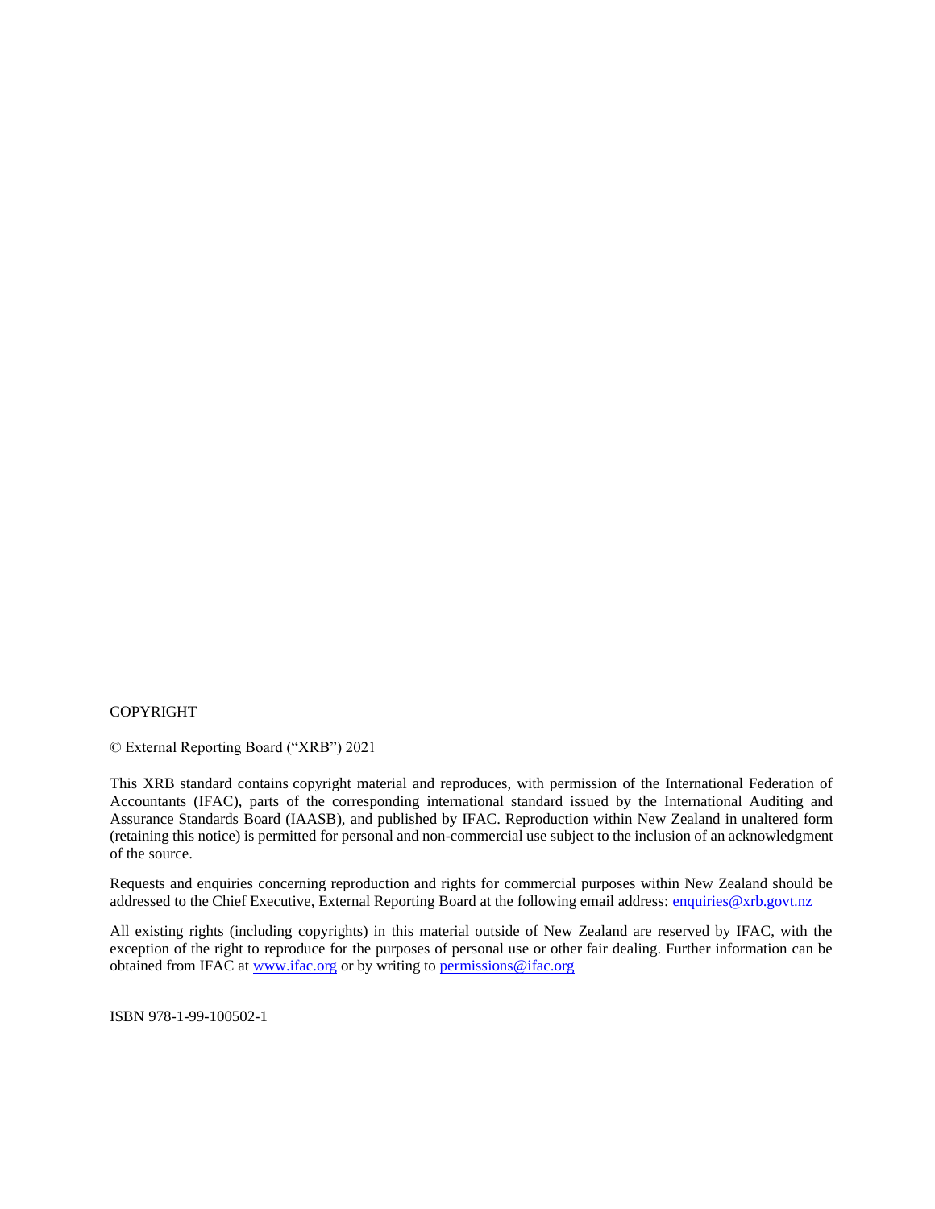COPYRIGHT

© External Reporting Board ("XRB") 2021

This XRB standard contains copyright material and reproduces, with permission of the International Federation of Accountants (IFAC), parts of the corresponding international standard issued by the International Auditing and Assurance Standards Board (IAASB), and published by IFAC. Reproduction within New Zealand in unaltered form (retaining this notice) is permitted for personal and non-commercial use subject to the inclusion of an acknowledgment of the source.

Requests and enquiries concerning reproduction and rights for commercial purposes within New Zealand should be addressed to the Chief Executive, External Reporting Board at the following email address: enquiries@xrb.govt.nz

All existing rights (including copyrights) in this material outside of New Zealand are reserved by IFAC, with the exception of the right to reproduce for the purposes of personal use or other fair dealing. Further information can be obtained from IFAC at www.ifac.org or by writing to permissions@ifac.org

ISBN 978-1-99-100502-1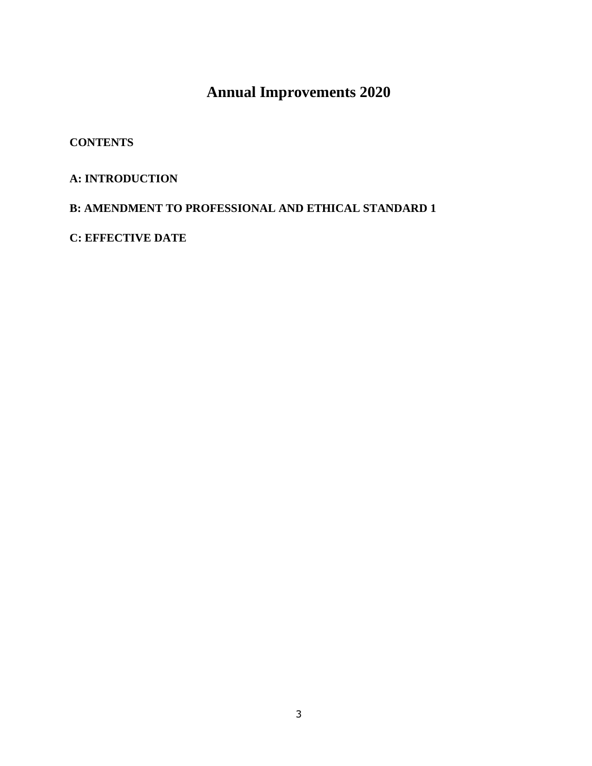# Annual Improvements 2020

**CONTENTS**

**A: INTRODUCTION**

**B: AMENDMENT TO PROFESSIONAL AND ETHICAL STANDARD 1**

**C: EFFECTIVE DATE**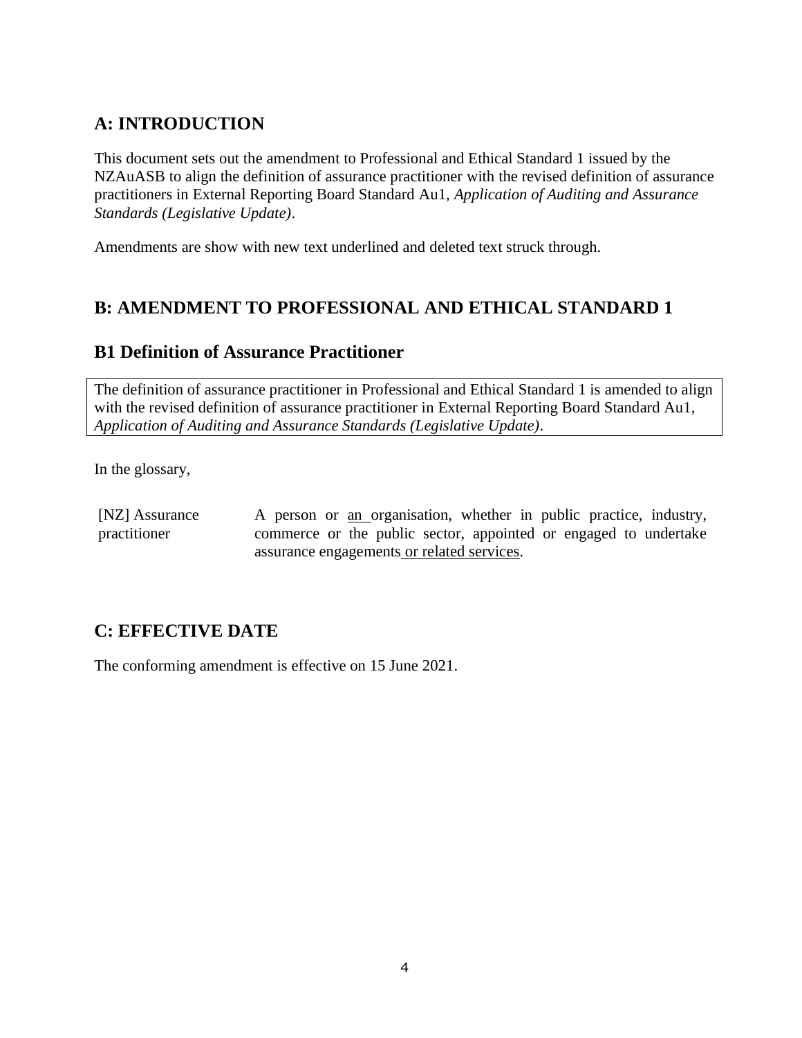## A: INTRODUCTION

This document sets out the amendment to Professional and Ethical Standard 1 issued by the NZAuASB to align the definition of assurance practitioner with the revised definition of assurance practitioners in External Reporting Board Standard Au1, *Application of Auditing and Assurance Standards (Legislative Update)*.

Amendments are show with new text underlined and deleted text struck through.

## B: AMENDMENT TO PROFESSIONAL AND ETHICAL STANDARD 1

### B1 Definition of Assurance Practitioner

The definition of assurance practitioner in Professional and Ethical Standard 1 is amended to align with the revised definition of assurance practitioner in External Reporting Board Standard Au1, *Application of Auditing and Assurance Standards (Legislative Update)*.

In the glossary,

| | |
|---|---|
| [NZ] Assurance practitioner | A person or <u>an</u> organisation, whether in public practice, industry, commerce or the public sector, appointed or engaged to undertake assurance engagements <u>or related services</u>. |

## C: EFFECTIVE DATE

The conforming amendment is effective on 15 June 2021.